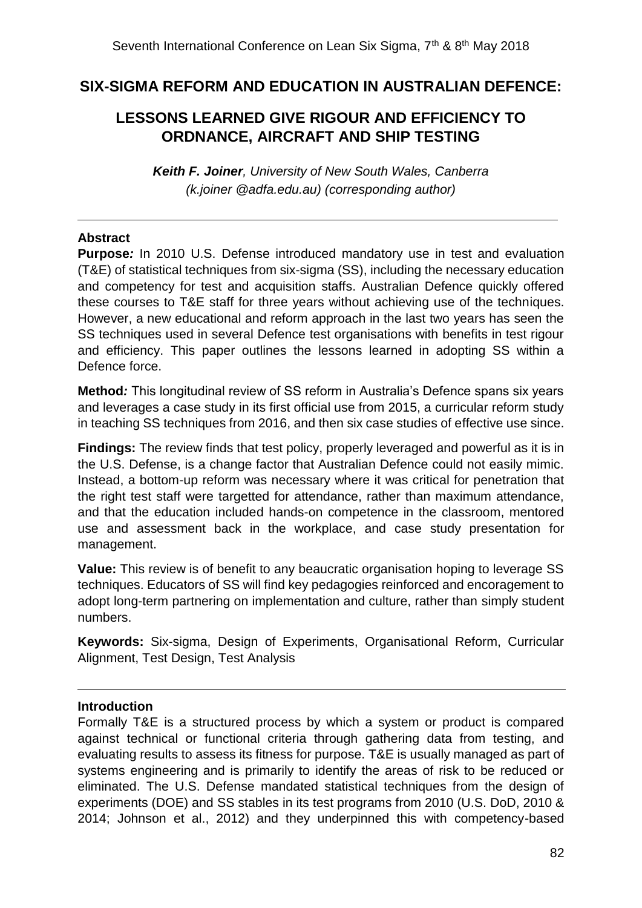# SIX-SIGMA REFORM AND EDUCATION IN AUSTRALIAN DEFENCE:

## LESSONS LEARNED GIVE RIGOUR AND EFFICIENCY TO ORDNANCE, AIRCRAFT AND SHIP TESTING

***Keith F. Joiner**, University of New South Wales, Canberra*
*(k.joiner @adfa.edu.au) (corresponding author)*

---

**Abstract**

**Purpose***:* In 2010 U.S. Defense introduced mandatory use in test and evaluation (T&E) of statistical techniques from six-sigma (SS), including the necessary education and competency for test and acquisition staffs. Australian Defence quickly offered these courses to T&E staff for three years without achieving use of the techniques. However, a new educational and reform approach in the last two years has seen the SS techniques used in several Defence test organisations with benefits in test rigour and efficiency. This paper outlines the lessons learned in adopting SS within a Defence force.

**Method***:* This longitudinal review of SS reform in Australia's Defence spans six years and leverages a case study in its first official use from 2015, a curricular reform study in teaching SS techniques from 2016, and then six case studies of effective use since.

**Findings:** The review finds that test policy, properly leveraged and powerful as it is in the U.S. Defense, is a change factor that Australian Defence could not easily mimic. Instead, a bottom-up reform was necessary where it was critical for penetration that the right test staff were targetted for attendance, rather than maximum attendance, and that the education included hands-on competence in the classroom, mentored use and assessment back in the workplace, and case study presentation for management.

**Value:** This review is of benefit to any beaucratic organisation hoping to leverage SS techniques. Educators of SS will find key pedagogies reinforced and encoragement to adopt long-term partnering on implementation and culture, rather than simply student numbers.

**Keywords:** Six-sigma, Design of Experiments, Organisational Reform, Curricular Alignment, Test Design, Test Analysis

---

**Introduction**

Formally T&E is a structured process by which a system or product is compared against technical or functional criteria through gathering data from testing, and evaluating results to assess its fitness for purpose. T&E is usually managed as part of systems engineering and is primarily to identify the areas of risk to be reduced or eliminated. The U.S. Defense mandated statistical techniques from the design of experiments (DOE) and SS stables in its test programs from 2010 (U.S. DoD, 2010 & 2014; Johnson et al., 2012) and they underpinned this with competency-based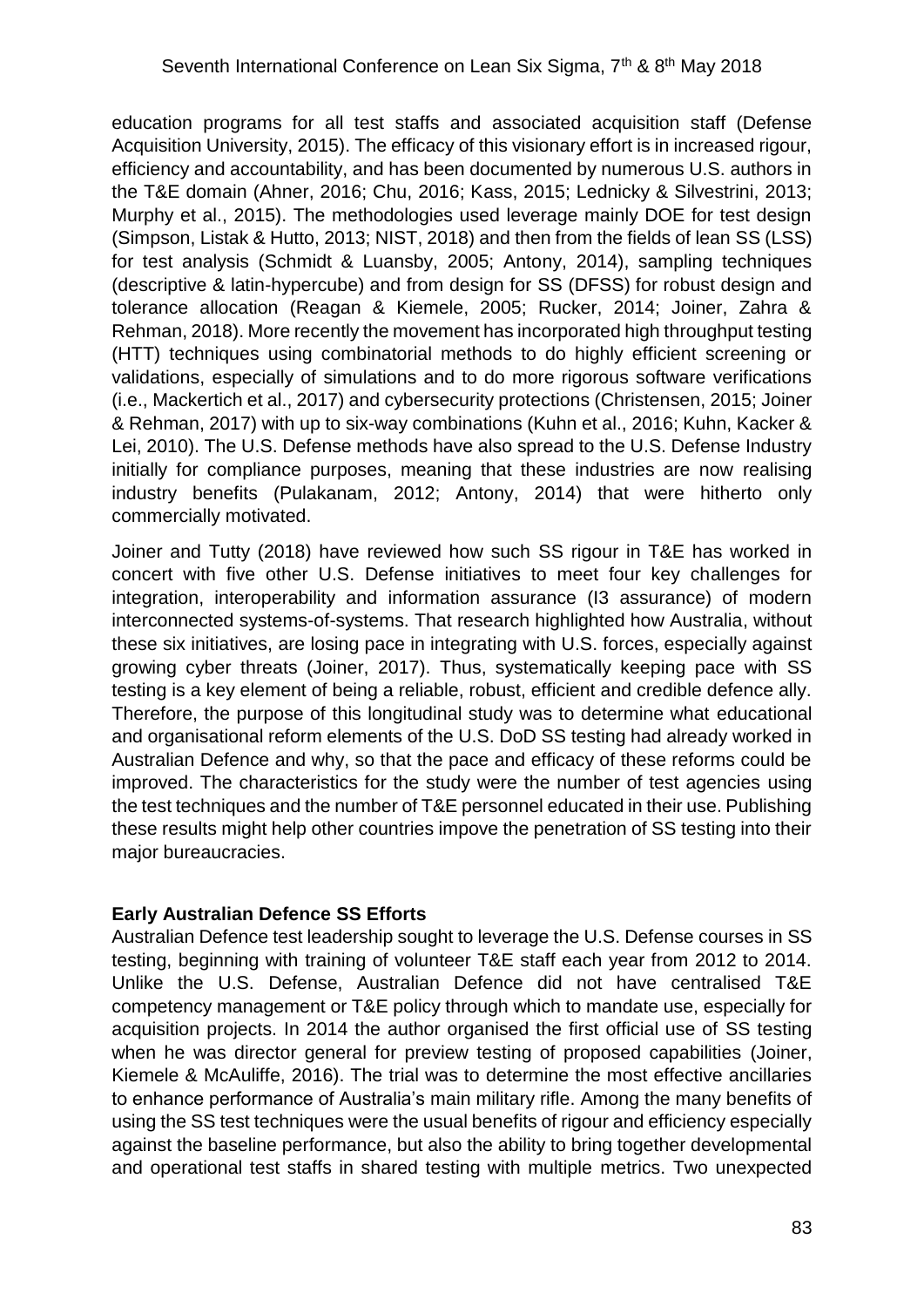education programs for all test staffs and associated acquisition staff (Defense Acquisition University, 2015). The efficacy of this visionary effort is in increased rigour, efficiency and accountability, and has been documented by numerous U.S. authors in the T&E domain (Ahner, 2016; Chu, 2016; Kass, 2015; Lednicky & Silvestrini, 2013; Murphy et al., 2015). The methodologies used leverage mainly DOE for test design (Simpson, Listak & Hutto, 2013; NIST, 2018) and then from the fields of lean SS (LSS) for test analysis (Schmidt & Luansby, 2005; Antony, 2014), sampling techniques (descriptive & latin-hypercube) and from design for SS (DFSS) for robust design and tolerance allocation (Reagan & Kiemele, 2005; Rucker, 2014; Joiner, Zahra & Rehman, 2018). More recently the movement has incorporated high throughput testing (HTT) techniques using combinatorial methods to do highly efficient screening or validations, especially of simulations and to do more rigorous software verifications (i.e., Mackertich et al., 2017) and cybersecurity protections (Christensen, 2015; Joiner & Rehman, 2017) with up to six-way combinations (Kuhn et al., 2016; Kuhn, Kacker & Lei, 2010). The U.S. Defense methods have also spread to the U.S. Defense Industry initially for compliance purposes, meaning that these industries are now realising industry benefits (Pulakanam, 2012; Antony, 2014) that were hitherto only commercially motivated.

Joiner and Tutty (2018) have reviewed how such SS rigour in T&E has worked in concert with five other U.S. Defense initiatives to meet four key challenges for integration, interoperability and information assurance (I3 assurance) of modern interconnected systems-of-systems. That research highlighted how Australia, without these six initiatives, are losing pace in integrating with U.S. forces, especially against growing cyber threats (Joiner, 2017). Thus, systematically keeping pace with SS testing is a key element of being a reliable, robust, efficient and credible defence ally. Therefore, the purpose of this longitudinal study was to determine what educational and organisational reform elements of the U.S. DoD SS testing had already worked in Australian Defence and why, so that the pace and efficacy of these reforms could be improved. The characteristics for the study were the number of test agencies using the test techniques and the number of T&E personnel educated in their use. Publishing these results might help other countries impove the penetration of SS testing into their major bureaucracies.

**Early Australian Defence SS Efforts**

Australian Defence test leadership sought to leverage the U.S. Defense courses in SS testing, beginning with training of volunteer T&E staff each year from 2012 to 2014. Unlike the U.S. Defense, Australian Defence did not have centralised T&E competency management or T&E policy through which to mandate use, especially for acquisition projects. In 2014 the author organised the first official use of SS testing when he was director general for preview testing of proposed capabilities (Joiner, Kiemele & McAuliffe, 2016). The trial was to determine the most effective ancillaries to enhance performance of Australia's main military rifle. Among the many benefits of using the SS test techniques were the usual benefits of rigour and efficiency especially against the baseline performance, but also the ability to bring together developmental and operational test staffs in shared testing with multiple metrics. Two unexpected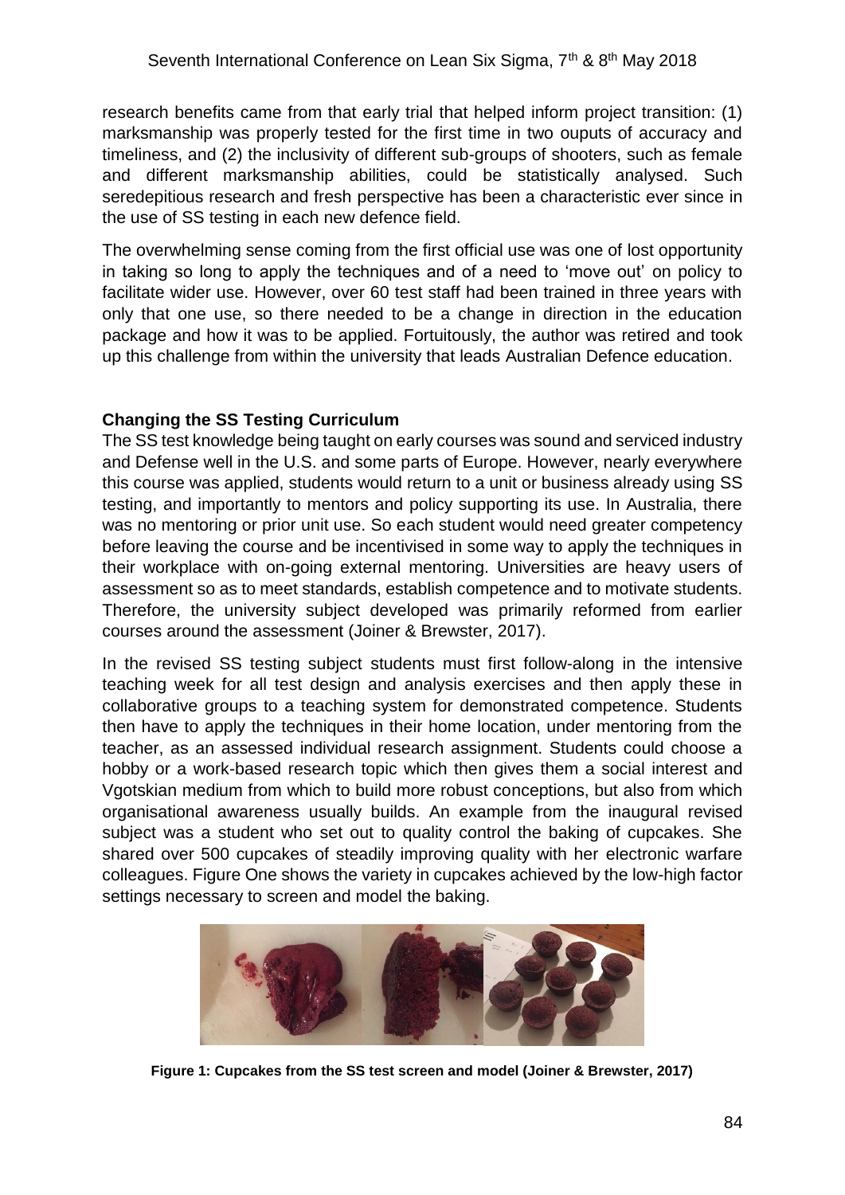research benefits came from that early trial that helped inform project transition: (1) marksmanship was properly tested for the first time in two ouputs of accuracy and timeliness, and (2) the inclusivity of different sub-groups of shooters, such as female and different marksmanship abilities, could be statistically analysed. Such seredepitious research and fresh perspective has been a characteristic ever since in the use of SS testing in each new defence field.

The overwhelming sense coming from the first official use was one of lost opportunity in taking so long to apply the techniques and of a need to 'move out' on policy to facilitate wider use. However, over 60 test staff had been trained in three years with only that one use, so there needed to be a change in direction in the education package and how it was to be applied. Fortuitously, the author was retired and took up this challenge from within the university that leads Australian Defence education.

## Changing the SS Testing Curriculum

The SS test knowledge being taught on early courses was sound and serviced industry and Defense well in the U.S. and some parts of Europe. However, nearly everywhere this course was applied, students would return to a unit or business already using SS testing, and importantly to mentors and policy supporting its use. In Australia, there was no mentoring or prior unit use. So each student would need greater competency before leaving the course and be incentivised in some way to apply the techniques in their workplace with on-going external mentoring. Universities are heavy users of assessment so as to meet standards, establish competence and to motivate students. Therefore, the university subject developed was primarily reformed from earlier courses around the assessment (Joiner & Brewster, 2017).

In the revised SS testing subject students must first follow-along in the intensive teaching week for all test design and analysis exercises and then apply these in collaborative groups to a teaching system for demonstrated competence. Students then have to apply the techniques in their home location, under mentoring from the teacher, as an assessed individual research assignment. Students could choose a hobby or a work-based research topic which then gives them a social interest and Vgotskian medium from which to build more robust conceptions, but also from which organisational awareness usually builds. An example from the inaugural revised subject was a student who set out to quality control the baking of cupcakes. She shared over 500 cupcakes of steadily improving quality with her electronic warfare colleagues. Figure One shows the variety in cupcakes achieved by the low-high factor settings necessary to screen and model the baking.

**Figure 1: Cupcakes from the SS test screen and model (Joiner & Brewster, 2017)**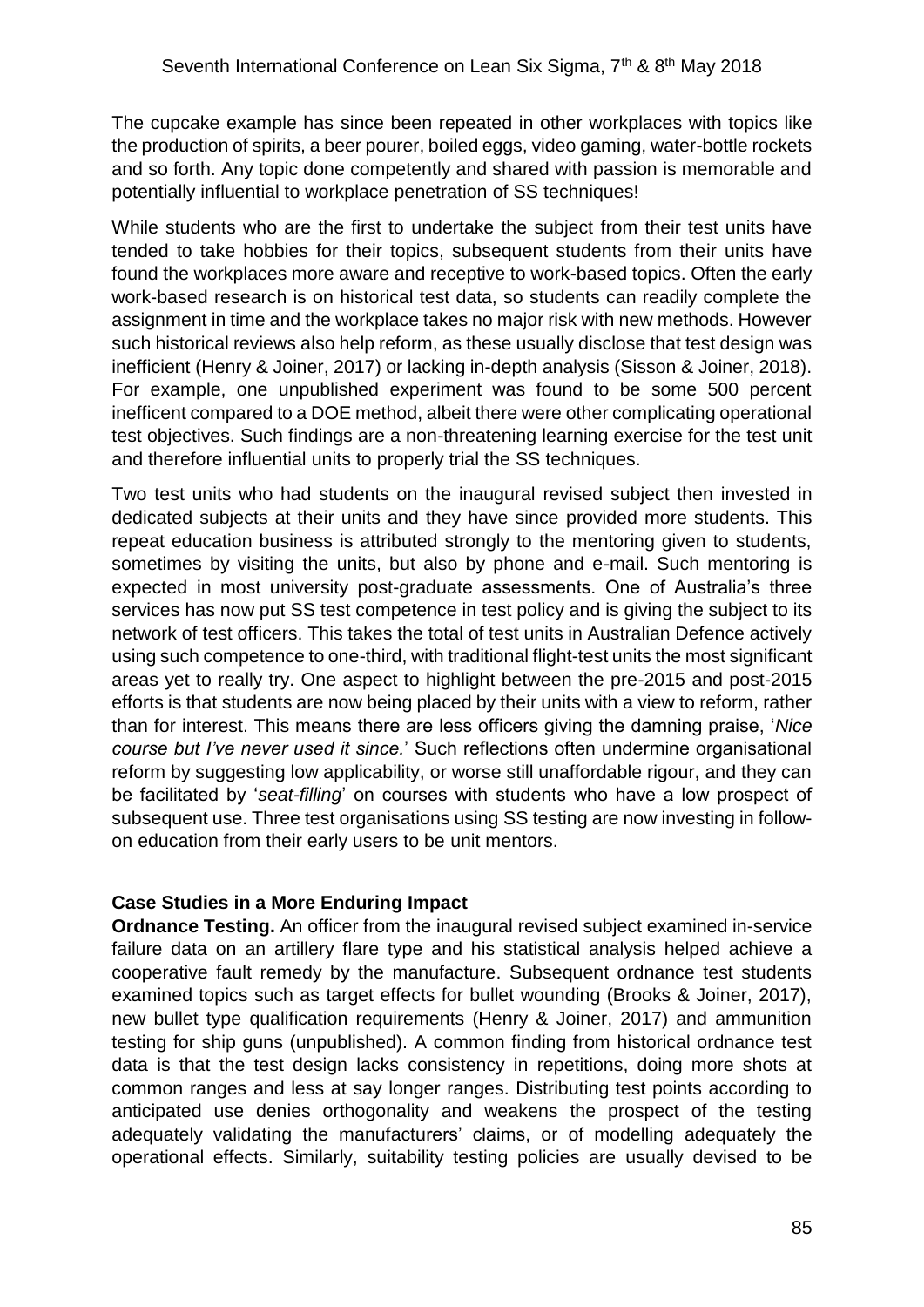The cupcake example has since been repeated in other workplaces with topics like the production of spirits, a beer pourer, boiled eggs, video gaming, water-bottle rockets and so forth. Any topic done competently and shared with passion is memorable and potentially influential to workplace penetration of SS techniques!

While students who are the first to undertake the subject from their test units have tended to take hobbies for their topics, subsequent students from their units have found the workplaces more aware and receptive to work-based topics. Often the early work-based research is on historical test data, so students can readily complete the assignment in time and the workplace takes no major risk with new methods. However such historical reviews also help reform, as these usually disclose that test design was inefficient (Henry & Joiner, 2017) or lacking in-depth analysis (Sisson & Joiner, 2018). For example, one unpublished experiment was found to be some 500 percent inefficent compared to a DOE method, albeit there were other complicating operational test objectives. Such findings are a non-threatening learning exercise for the test unit and therefore influential units to properly trial the SS techniques.

Two test units who had students on the inaugural revised subject then invested in dedicated subjects at their units and they have since provided more students. This repeat education business is attributed strongly to the mentoring given to students, sometimes by visiting the units, but also by phone and e-mail. Such mentoring is expected in most university post-graduate assessments. One of Australia's three services has now put SS test competence in test policy and is giving the subject to its network of test officers. This takes the total of test units in Australian Defence actively using such competence to one-third, with traditional flight-test units the most significant areas yet to really try. One aspect to highlight between the pre-2015 and post-2015 efforts is that students are now being placed by their units with a view to reform, rather than for interest. This means there are less officers giving the damning praise, '*Nice course but I've never used it since.*' Such reflections often undermine organisational reform by suggesting low applicability, or worse still unaffordable rigour, and they can be facilitated by '*seat-filling*' on courses with students who have a low prospect of subsequent use. Three test organisations using SS testing are now investing in follow-on education from their early users to be unit mentors.

**Case Studies in a More Enduring Impact**

**Ordnance Testing.** An officer from the inaugural revised subject examined in-service failure data on an artillery flare type and his statistical analysis helped achieve a cooperative fault remedy by the manufacture. Subsequent ordnance test students examined topics such as target effects for bullet wounding (Brooks & Joiner, 2017), new bullet type qualification requirements (Henry & Joiner, 2017) and ammunition testing for ship guns (unpublished). A common finding from historical ordnance test data is that the test design lacks consistency in repetitions, doing more shots at common ranges and less at say longer ranges. Distributing test points according to anticipated use denies orthogonality and weakens the prospect of the testing adequately validating the manufacturers' claims, or of modelling adequately the operational effects. Similarly, suitability testing policies are usually devised to be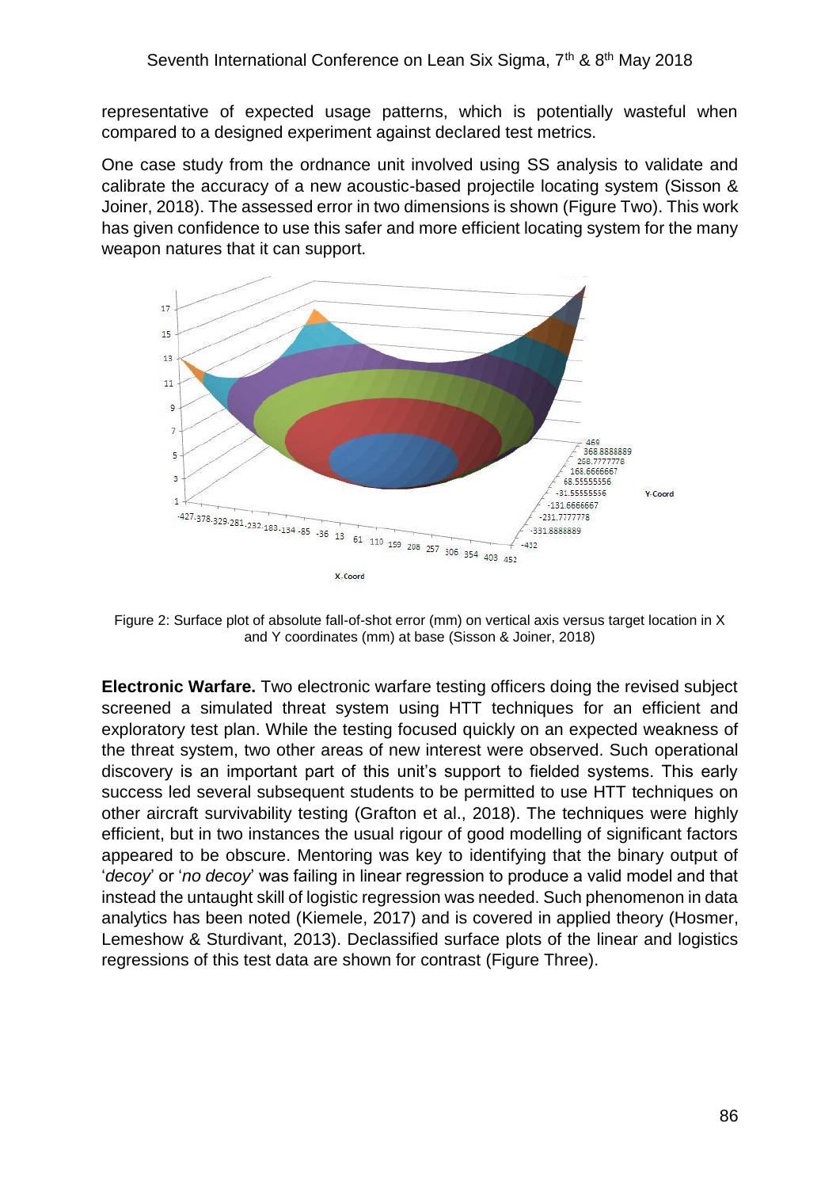representative of expected usage patterns, which is potentially wasteful when compared to a designed experiment against declared test metrics.

One case study from the ordnance unit involved using SS analysis to validate and calibrate the accuracy of a new acoustic-based projectile locating system (Sisson & Joiner, 2018). The assessed error in two dimensions is shown (Figure Two). This work has given confidence to use this safer and more efficient locating system for the many weapon natures that it can support.

Figure 2: Surface plot of absolute fall-of-shot error (mm) on vertical axis versus target location in X and Y coordinates (mm) at base (Sisson & Joiner, 2018)

**Electronic Warfare.** Two electronic warfare testing officers doing the revised subject screened a simulated threat system using HTT techniques for an efficient and exploratory test plan. While the testing focused quickly on an expected weakness of the threat system, two other areas of new interest were observed. Such operational discovery is an important part of this unit's support to fielded systems. This early success led several subsequent students to be permitted to use HTT techniques on other aircraft survivability testing (Grafton et al., 2018). The techniques were highly efficient, but in two instances the usual rigour of good modelling of significant factors appeared to be obscure. Mentoring was key to identifying that the binary output of '*decoy*' or '*no decoy*' was failing in linear regression to produce a valid model and that instead the untaught skill of logistic regression was needed. Such phenomenon in data analytics has been noted (Kiemele, 2017) and is covered in applied theory (Hosmer, Lemeshow & Sturdivant, 2013). Declassified surface plots of the linear and logistics regressions of this test data are shown for contrast (Figure Three).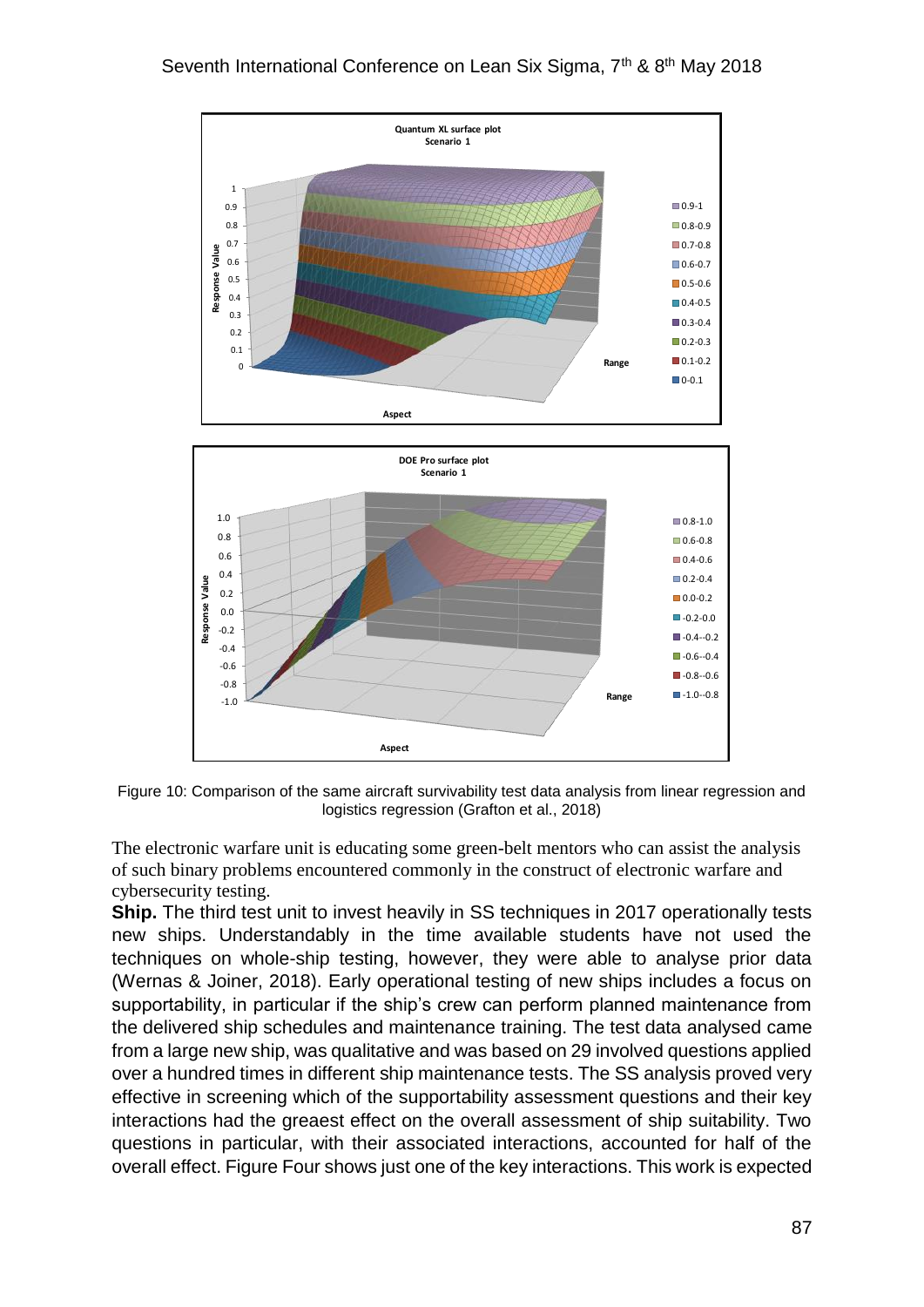Figure 10: Comparison of the same aircraft survivability test data analysis from linear regression and logistics regression (Grafton et al., 2018)

The electronic warfare unit is educating some green-belt mentors who can assist the analysis of such binary problems encountered commonly in the construct of electronic warfare and cybersecurity testing.

**Ship.** The third test unit to invest heavily in SS techniques in 2017 operationally tests new ships. Understandably in the time available students have not used the techniques on whole-ship testing, however, they were able to analyse prior data (Wernas & Joiner, 2018). Early operational testing of new ships includes a focus on supportability, in particular if the ship's crew can perform planned maintenance from the delivered ship schedules and maintenance training. The test data analysed came from a large new ship, was qualitative and was based on 29 involved questions applied over a hundred times in different ship maintenance tests. The SS analysis proved very effective in screening which of the supportability assessment questions and their key interactions had the greaest effect on the overall assessment of ship suitability. Two questions in particular, with their associated interactions, accounted for half of the overall effect. Figure Four shows just one of the key interactions. This work is expected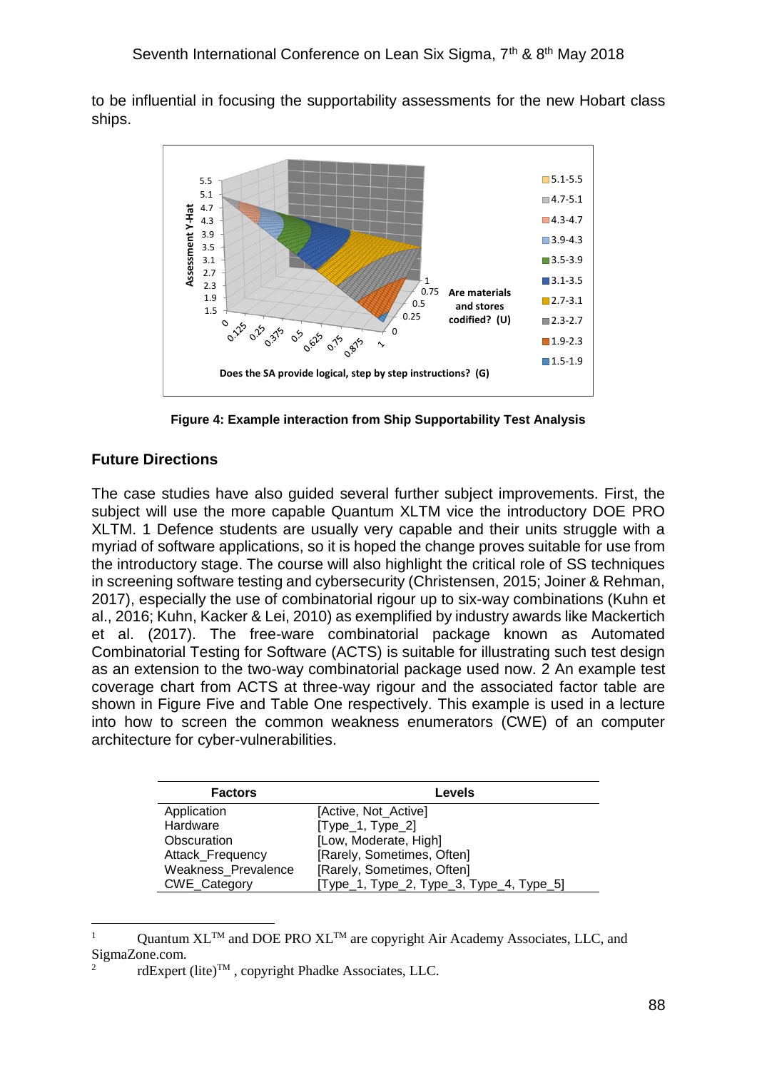to be influential in focusing the supportability assessments for the new Hobart class ships.

**Figure 4: Example interaction from Ship Supportability Test Analysis**

## Future Directions

The case studies have also guided several further subject improvements. First, the subject will use the more capable Quantum XLTM vice the introductory DOE PRO XLTM. 1 Defence students are usually very capable and their units struggle with a myriad of software applications, so it is hoped the change proves suitable for use from the introductory stage. The course will also highlight the critical role of SS techniques in screening software testing and cybersecurity (Christensen, 2015; Joiner & Rehman, 2017), especially the use of combinatorial rigour up to six-way combinations (Kuhn et al., 2016; Kuhn, Kacker & Lei, 2010) as exemplified by industry awards like Mackertich et al. (2017). The free-ware combinatorial package known as Automated Combinatorial Testing for Software (ACTS) is suitable for illustrating such test design as an extension to the two-way combinatorial package used now. 2 An example test coverage chart from ACTS at three-way rigour and the associated factor table are shown in Figure Five and Table One respectively. This example is used in a lecture into how to screen the common weakness enumerators (CWE) of an computer architecture for cyber-vulnerabilities.

| Factors | Levels |
|---|---|
| Application | [Active, Not_Active] |
| Hardware | [Type_1, Type_2] |
| Obscuration | [Low, Moderate, High] |
| Attack_Frequency | [Rarely, Sometimes, Often] |
| Weakness_Prevalence | [Rarely, Sometimes, Often] |
| CWE_Category | [Type_1, Type_2, Type_3, Type_4, Type_5] |

[1] Quantum XL™ and DOE PRO XL™ are copyright Air Academy Associates, LLC, and SigmaZone.com.

[2] rdExpert (lite)™ , copyright Phadke Associates, LLC.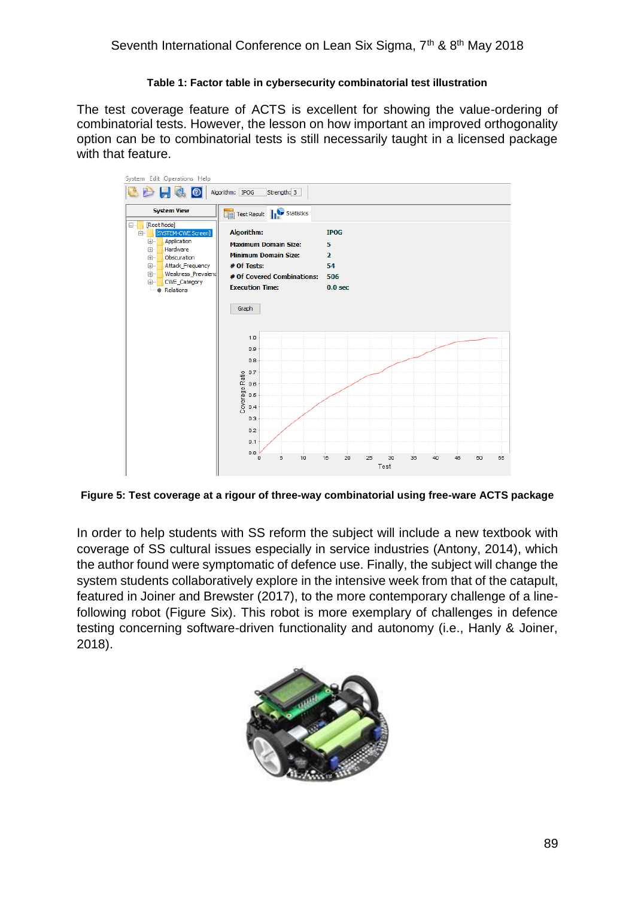**Table 1: Factor table in cybersecurity combinatorial test illustration**

The test coverage feature of ACTS is excellent for showing the value-ordering of combinatorial tests. However, the lesson on how important an improved orthogonality option can be to combinatorial tests is still necessarily taught in a licensed package with that feature.

**Figure 5: Test coverage at a rigour of three-way combinatorial using free-ware ACTS package**

In order to help students with SS reform the subject will include a new textbook with coverage of SS cultural issues especially in service industries (Antony, 2014), which the author found were symptomatic of defence use. Finally, the subject will change the system students collaboratively explore in the intensive week from that of the catapult, featured in Joiner and Brewster (2017), to the more contemporary challenge of a line-following robot (Figure Six). This robot is more exemplary of challenges in defence testing concerning software-driven functionality and autonomy (i.e., Hanly & Joiner, 2018).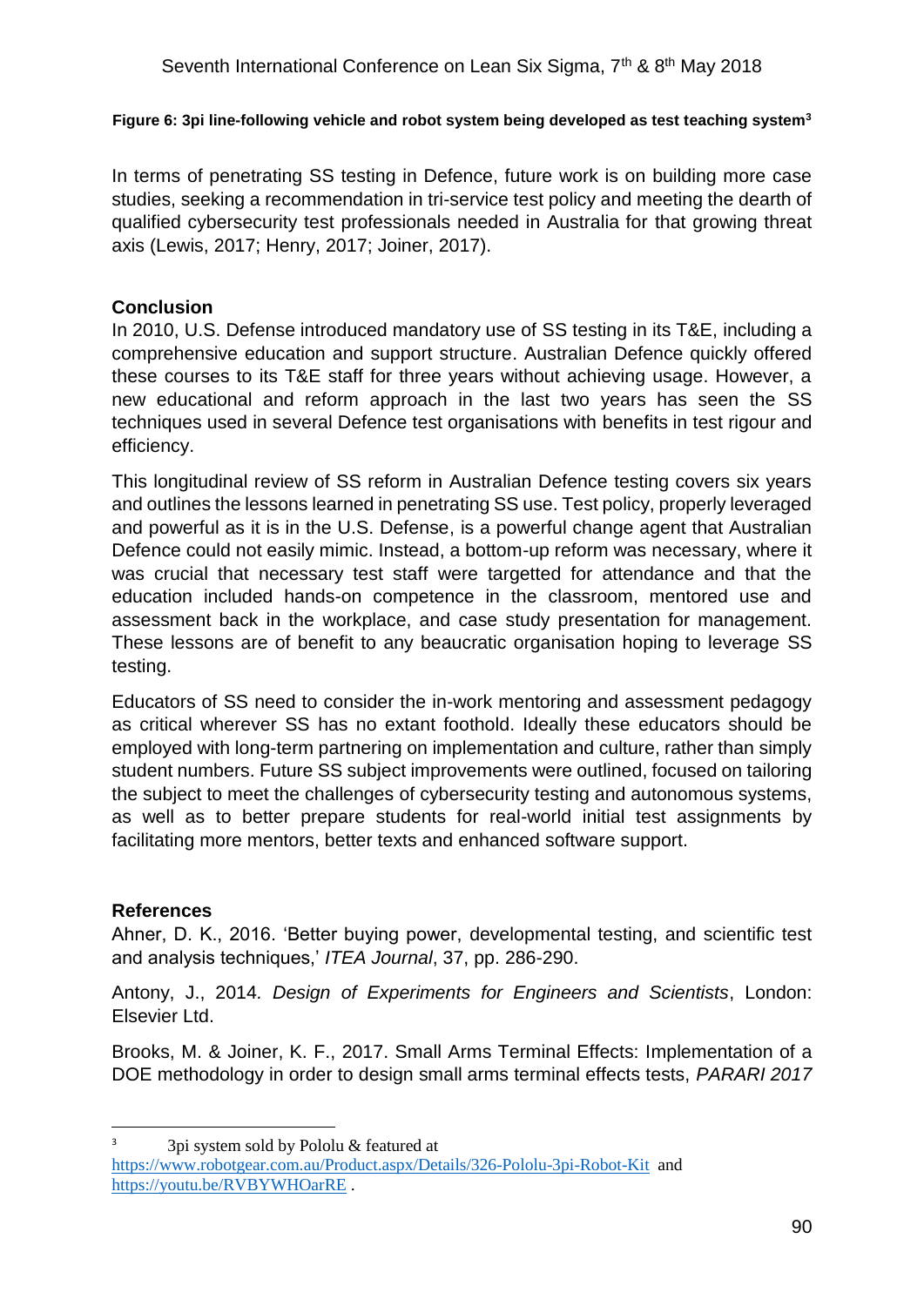**Figure 6: 3pi line-following vehicle and robot system being developed as test teaching system[3]**

In terms of penetrating SS testing in Defence, future work is on building more case studies, seeking a recommendation in tri-service test policy and meeting the dearth of qualified cybersecurity test professionals needed in Australia for that growing threat axis (Lewis, 2017; Henry, 2017; Joiner, 2017).

## Conclusion

In 2010, U.S. Defense introduced mandatory use of SS testing in its T&E, including a comprehensive education and support structure. Australian Defence quickly offered these courses to its T&E staff for three years without achieving usage. However, a new educational and reform approach in the last two years has seen the SS techniques used in several Defence test organisations with benefits in test rigour and efficiency.

This longitudinal review of SS reform in Australian Defence testing covers six years and outlines the lessons learned in penetrating SS use. Test policy, properly leveraged and powerful as it is in the U.S. Defense, is a powerful change agent that Australian Defence could not easily mimic. Instead, a bottom-up reform was necessary, where it was crucial that necessary test staff were targetted for attendance and that the education included hands-on competence in the classroom, mentored use and assessment back in the workplace, and case study presentation for management. These lessons are of benefit to any beaucratic organisation hoping to leverage SS testing.

Educators of SS need to consider the in-work mentoring and assessment pedagogy as critical wherever SS has no extant foothold. Ideally these educators should be employed with long-term partnering on implementation and culture, rather than simply student numbers. Future SS subject improvements were outlined, focused on tailoring the subject to meet the challenges of cybersecurity testing and autonomous systems, as well as to better prepare students for real-world initial test assignments by facilitating more mentors, better texts and enhanced software support.

## References

Ahner, D. K., 2016. 'Better buying power, developmental testing, and scientific test and analysis techniques,' *ITEA Journal*, 37, pp. 286-290.

Antony, J., 2014. *Design of Experiments for Engineers and Scientists*, London: Elsevier Ltd.

Brooks, M. & Joiner, K. F., 2017. Small Arms Terminal Effects: Implementation of a DOE methodology in order to design small arms terminal effects tests, *PARARI 2017*

---

[3] 3pi system sold by Pololu & featured at https://www.robotgear.com.au/Product.aspx/Details/326-Pololu-3pi-Robot-Kit and https://youtu.be/RVBYWHOarRE .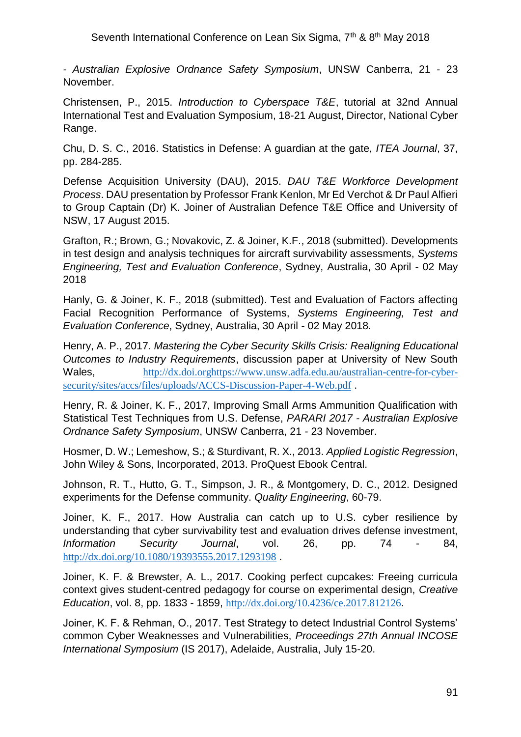- *Australian Explosive Ordnance Safety Symposium*, UNSW Canberra, 21 - 23 November.

Christensen, P., 2015. *Introduction to Cyberspace T&E*, tutorial at 32nd Annual International Test and Evaluation Symposium, 18-21 August, Director, National Cyber Range.

Chu, D. S. C., 2016. Statistics in Defense: A guardian at the gate, *ITEA Journal*, 37, pp. 284-285.

Defense Acquisition University (DAU), 2015. *DAU T&E Workforce Development Process*. DAU presentation by Professor Frank Kenlon, Mr Ed Verchot & Dr Paul Alfieri to Group Captain (Dr) K. Joiner of Australian Defence T&E Office and University of NSW, 17 August 2015.

Grafton, R.; Brown, G.; Novakovic, Z. & Joiner, K.F., 2018 (submitted). Developments in test design and analysis techniques for aircraft survivability assessments, *Systems Engineering, Test and Evaluation Conference*, Sydney, Australia, 30 April - 02 May 2018

Hanly, G. & Joiner, K. F., 2018 (submitted). Test and Evaluation of Factors affecting Facial Recognition Performance of Systems, *Systems Engineering, Test and Evaluation Conference*, Sydney, Australia, 30 April - 02 May 2018.

Henry, A. P., 2017. *Mastering the Cyber Security Skills Crisis: Realigning Educational Outcomes to Industry Requirements*, discussion paper at University of New South Wales, http://dx.doi.orghttps://www.unsw.adfa.edu.au/australian-centre-for-cyber-security/sites/accs/files/uploads/ACCS-Discussion-Paper-4-Web.pdf .

Henry, R. & Joiner, K. F., 2017, Improving Small Arms Ammunition Qualification with Statistical Test Techniques from U.S. Defense, *PARARI 2017 - Australian Explosive Ordnance Safety Symposium*, UNSW Canberra, 21 - 23 November.

Hosmer, D. W.; Lemeshow, S.; & Sturdivant, R. X., 2013. *Applied Logistic Regression*, John Wiley & Sons, Incorporated, 2013. ProQuest Ebook Central.

Johnson, R. T., Hutto, G. T., Simpson, J. R., & Montgomery, D. C., 2012. Designed experiments for the Defense community. *Quality Engineering*, 60-79.

Joiner, K. F., 2017. How Australia can catch up to U.S. cyber resilience by understanding that cyber survivability test and evaluation drives defense investment, *Information Security Journal*, vol. 26, pp. 74 - 84, http://dx.doi.org/10.1080/19393555.2017.1293198 .

Joiner, K. F. & Brewster, A. L., 2017. Cooking perfect cupcakes: Freeing curricula context gives student-centred pedagogy for course on experimental design, *Creative Education*, vol. 8, pp. 1833 - 1859, http://dx.doi.org/10.4236/ce.2017.812126.

Joiner, K. F. & Rehman, O., 2017. Test Strategy to detect Industrial Control Systems' common Cyber Weaknesses and Vulnerabilities, *Proceedings 27th Annual INCOSE International Symposium* (IS 2017), Adelaide, Australia, July 15-20.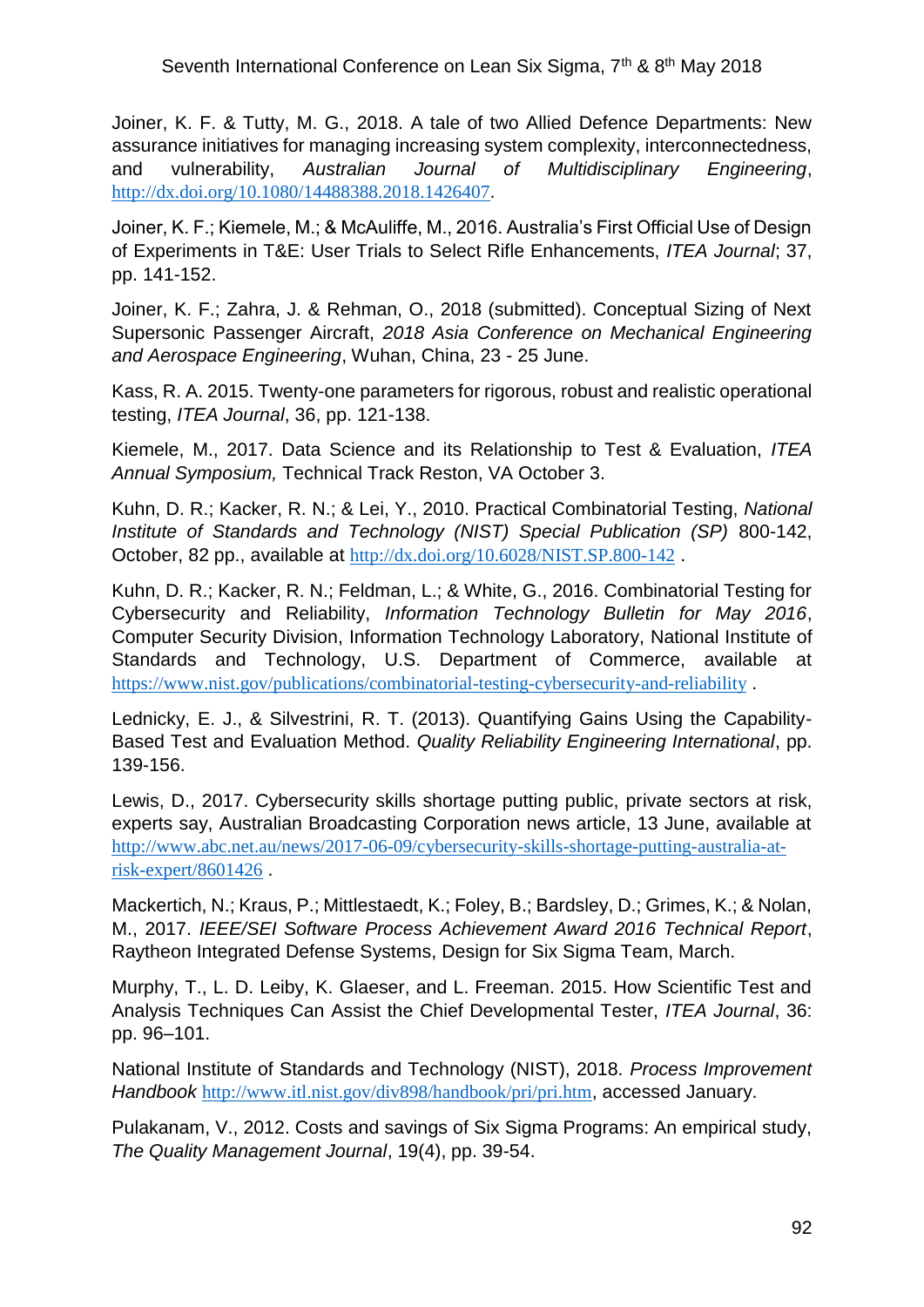Joiner, K. F. & Tutty, M. G., 2018. A tale of two Allied Defence Departments: New assurance initiatives for managing increasing system complexity, interconnectedness, and vulnerability, *Australian Journal of Multidisciplinary Engineering*, http://dx.doi.org/10.1080/14488388.2018.1426407.

Joiner, K. F.; Kiemele, M.; & McAuliffe, M., 2016. Australia's First Official Use of Design of Experiments in T&E: User Trials to Select Rifle Enhancements, *ITEA Journal*; 37, pp. 141-152.

Joiner, K. F.; Zahra, J. & Rehman, O., 2018 (submitted). Conceptual Sizing of Next Supersonic Passenger Aircraft, *2018 Asia Conference on Mechanical Engineering and Aerospace Engineering*, Wuhan, China, 23 - 25 June.

Kass, R. A. 2015. Twenty-one parameters for rigorous, robust and realistic operational testing, *ITEA Journal*, 36, pp. 121-138.

Kiemele, M., 2017. Data Science and its Relationship to Test & Evaluation, *ITEA Annual Symposium,* Technical Track Reston, VA October 3.

Kuhn, D. R.; Kacker, R. N.; & Lei, Y., 2010. Practical Combinatorial Testing, *National Institute of Standards and Technology (NIST) Special Publication (SP)* 800-142, October, 82 pp., available at http://dx.doi.org/10.6028/NIST.SP.800-142 .

Kuhn, D. R.; Kacker, R. N.; Feldman, L.; & White, G., 2016. Combinatorial Testing for Cybersecurity and Reliability, *Information Technology Bulletin for May 2016*, Computer Security Division, Information Technology Laboratory, National Institute of Standards and Technology, U.S. Department of Commerce, available at https://www.nist.gov/publications/combinatorial-testing-cybersecurity-and-reliability .

Lednicky, E. J., & Silvestrini, R. T. (2013). Quantifying Gains Using the Capability-Based Test and Evaluation Method. *Quality Reliability Engineering International*, pp. 139-156.

Lewis, D., 2017. Cybersecurity skills shortage putting public, private sectors at risk, experts say, Australian Broadcasting Corporation news article, 13 June, available at http://www.abc.net.au/news/2017-06-09/cybersecurity-skills-shortage-putting-australia-at-risk-expert/8601426 .

Mackertich, N.; Kraus, P.; Mittlestaedt, K.; Foley, B.; Bardsley, D.; Grimes, K.; & Nolan, M., 2017. *IEEE/SEI Software Process Achievement Award 2016 Technical Report*, Raytheon Integrated Defense Systems, Design for Six Sigma Team, March.

Murphy, T., L. D. Leiby, K. Glaeser, and L. Freeman. 2015. How Scientific Test and Analysis Techniques Can Assist the Chief Developmental Tester, *ITEA Journal*, 36: pp. 96–101.

National Institute of Standards and Technology (NIST), 2018. *Process Improvement Handbook* http://www.itl.nist.gov/div898/handbook/pri/pri.htm, accessed January.

Pulakanam, V., 2012. Costs and savings of Six Sigma Programs: An empirical study, *The Quality Management Journal*, 19(4), pp. 39-54.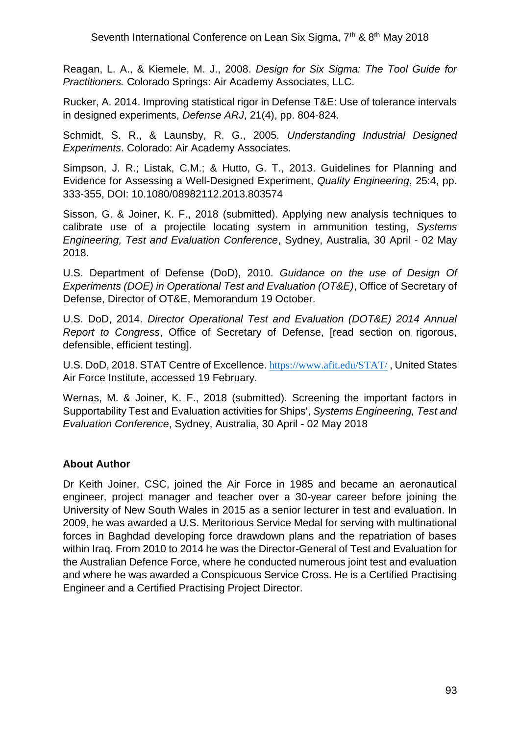Reagan, L. A., & Kiemele, M. J., 2008. *Design for Six Sigma: The Tool Guide for Practitioners.* Colorado Springs: Air Academy Associates, LLC.

Rucker, A. 2014. Improving statistical rigor in Defense T&E: Use of tolerance intervals in designed experiments, *Defense ARJ*, 21(4), pp. 804-824.

Schmidt, S. R., & Launsby, R. G., 2005. *Understanding Industrial Designed Experiments*. Colorado: Air Academy Associates.

Simpson, J. R.; Listak, C.M.; & Hutto, G. T., 2013. Guidelines for Planning and Evidence for Assessing a Well-Designed Experiment, *Quality Engineering*, 25:4, pp. 333-355, DOI: 10.1080/08982112.2013.803574

Sisson, G. & Joiner, K. F., 2018 (submitted). Applying new analysis techniques to calibrate use of a projectile locating system in ammunition testing, *Systems Engineering, Test and Evaluation Conference*, Sydney, Australia, 30 April - 02 May 2018.

U.S. Department of Defense (DoD), 2010. *Guidance on the use of Design Of Experiments (DOE) in Operational Test and Evaluation (OT&E)*, Office of Secretary of Defense, Director of OT&E, Memorandum 19 October.

U.S. DoD, 2014. *Director Operational Test and Evaluation (DOT&E) 2014 Annual Report to Congress*, Office of Secretary of Defense, [read section on rigorous, defensible, efficient testing].

U.S. DoD, 2018. STAT Centre of Excellence. https://www.afit.edu/STAT/ , United States Air Force Institute, accessed 19 February.

Wernas, M. & Joiner, K. F., 2018 (submitted). Screening the important factors in Supportability Test and Evaluation activities for Ships', *Systems Engineering, Test and Evaluation Conference*, Sydney, Australia, 30 April - 02 May 2018

**About Author**

Dr Keith Joiner, CSC, joined the Air Force in 1985 and became an aeronautical engineer, project manager and teacher over a 30-year career before joining the University of New South Wales in 2015 as a senior lecturer in test and evaluation. In 2009, he was awarded a U.S. Meritorious Service Medal for serving with multinational forces in Baghdad developing force drawdown plans and the repatriation of bases within Iraq. From 2010 to 2014 he was the Director-General of Test and Evaluation for the Australian Defence Force, where he conducted numerous joint test and evaluation and where he was awarded a Conspicuous Service Cross. He is a Certified Practising Engineer and a Certified Practising Project Director.